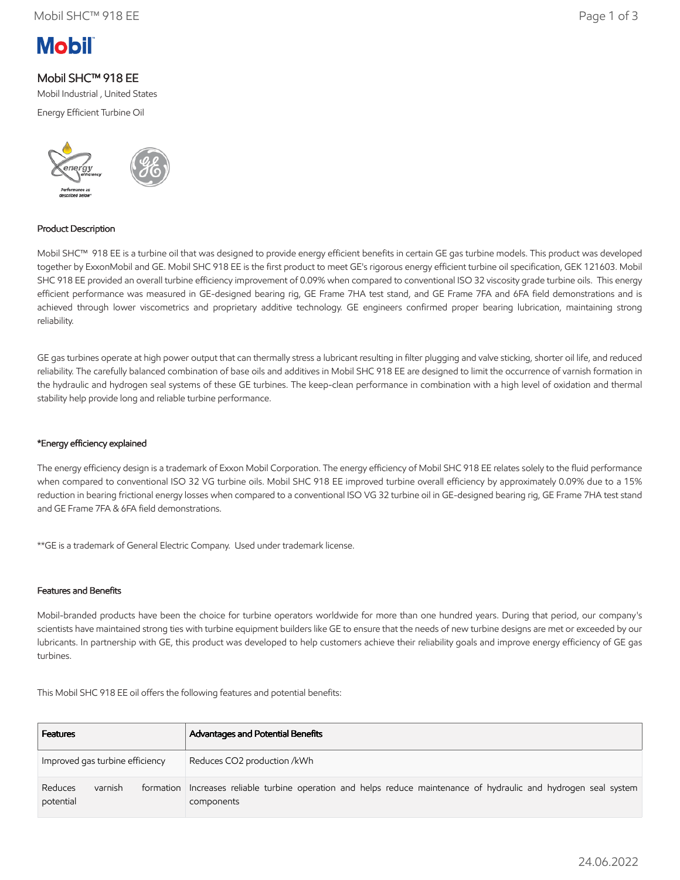# Mobil SHC™ 918 EE

Mobil Industrial , United States

Energy Efficient Turbine Oil

### Product Description

Mobil SHC™ 918 EE is a turbine oil that was designed to provide energy efficient benefits in certain GE gas turbine models. This product was developed together by ExxonMobil and GE. Mobil SHC 918 EE is the first product to meet GE's rigorous energy efficient turbine oil specification, GEK 121603. Mobil SHC 918 EE provided an overall turbine efficiency improvement of 0.09% when compared to conventional ISO 32 viscosity grade turbine oils. This energy efficient performance was measured in GE-designed bearing rig, GE Frame 7HA test stand, and GE Frame 7FA and 6FA field demonstrations and is achieved through lower viscometrics and proprietary additive technology. GE engineers confirmed proper bearing lubrication, maintaining strong reliability.

GE gas turbines operate at high power output that can thermally stress a lubricant resulting in filter plugging and valve sticking, shorter oil life, and reduced reliability. The carefully balanced combination of base oils and additives in Mobil SHC 918 EE are designed to limit the occurrence of varnish formation in the hydraulic and hydrogen seal systems of these GE turbines. The keep-clean performance in combination with a high level of oxidation and thermal stability help provide long and reliable turbine performance.

### *Energy efficiency explained

The energy efficiency design is a trademark of Exxon Mobil Corporation. The energy efficiency of Mobil SHC 918 EE relates solely to the fluid performance when compared to conventional ISO 32 VG turbine oils. Mobil SHC 918 EE improved turbine overall efficiency by approximately 0.09% due to a 15% reduction in bearing frictional energy losses when compared to a conventional ISO VG 32 turbine oil in GE-designed bearing rig, GE Frame 7HA test stand and GE Frame 7FA & 6FA field demonstrations.

**GE is a trademark of General Electric Company. Used under trademark license.

### Features and Benefits

Mobil-branded products have been the choice for turbine operators worldwide for more than one hundred years. During that period, our company's scientists have maintained strong ties with turbine equipment builders like GE to ensure that the needs of new turbine designs are met or exceeded by our lubricants. In partnership with GE, this product was developed to help customers achieve their reliability goals and improve energy efficiency of GE gas turbines.

This Mobil SHC 918 EE oil offers the following features and potential benefits:

| Features | Advantages and Potential Benefits |
| --- | --- |
| Improved gas turbine efficiency | Reduces $CO_2$ production /kWh |
| Reduces varnish formation potential | Increases reliable turbine operation and helps reduce maintenance of hydraulic and hydrogen seal system components |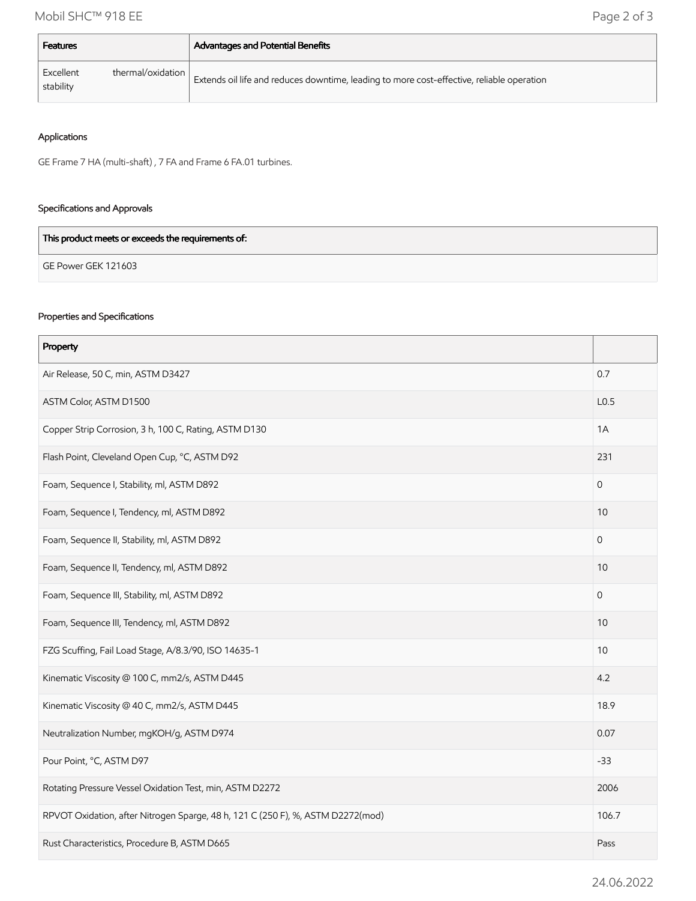| Features | Advantages and Potential Benefits |
| --- | --- |
| Excellent thermal/oxidation stability | Extends oil life and reduces downtime, leading to more cost-effective, reliable operation |

### Applications

GE Frame 7 HA (multi-shaft) , 7 FA and Frame 6 FA.01 turbines.

### Specifications and Approvals

| This product meets or exceeds the requirements of: |
| --- |
| GE Power GEK 121603 |

### Properties and Specifications

| Property | |
| --- | --- |
| Air Release, 50 C, min, ASTM D3427 | 0.7 |
| ASTM Color, ASTM D1500 | L0.5 |
| Copper Strip Corrosion, 3 h, 100 C, Rating, ASTM D130 | 1A |
| Flash Point, Cleveland Open Cup, °C, ASTM D92 | 231 |
| Foam, Sequence I, Stability, ml, ASTM D892 | 0 |
| Foam, Sequence I, Tendency, ml, ASTM D892 | 10 |
| Foam, Sequence II, Stability, ml, ASTM D892 | 0 |
| Foam, Sequence II, Tendency, ml, ASTM D892 | 10 |
| Foam, Sequence III, Stability, ml, ASTM D892 | 0 |
| Foam, Sequence III, Tendency, ml, ASTM D892 | 10 |
| FZG Scuffing, Fail Load Stage, A/8.3/90, ISO 14635-1 | 10 |
| Kinematic Viscosity @ 100 C, mm2/s, ASTM D445 | 4.2 |
| Kinematic Viscosity @ 40 C, mm2/s, ASTM D445 | 18.9 |
| Neutralization Number, mgKOH/g, ASTM D974 | 0.07 |
| Pour Point, °C, ASTM D97 | -33 |
| Rotating Pressure Vessel Oxidation Test, min, ASTM D2272 | 2006 |
| RPVOT Oxidation, after Nitrogen Sparge, 48 h, 121 C (250 F), %, ASTM D2272(mod) | 106.7 |
| Rust Characteristics, Procedure B, ASTM D665 | Pass |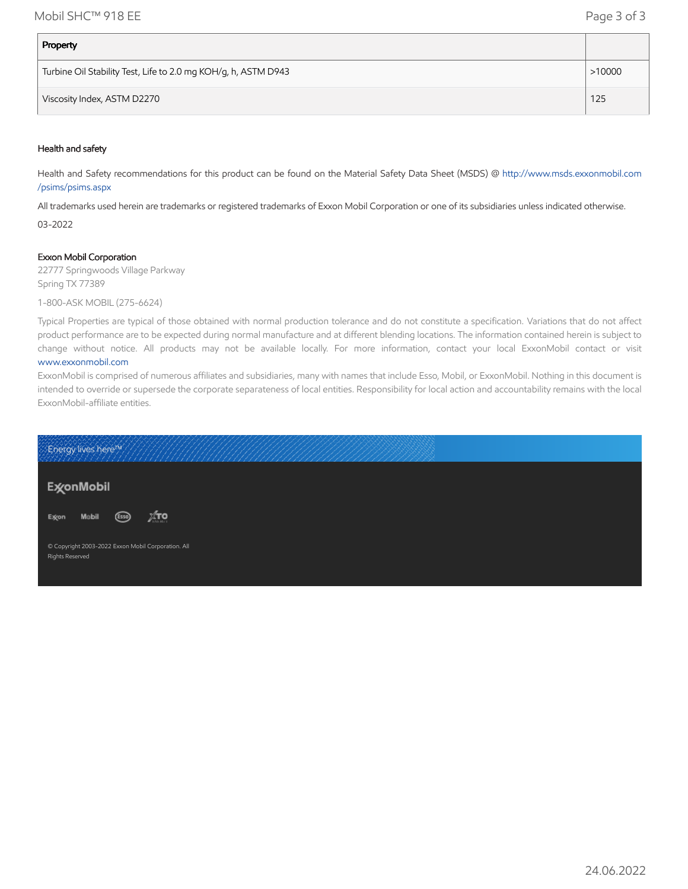| Property | |
|---|---|
| Turbine Oil Stability Test, Life to 2.0 mg KOH/g, h, ASTM D943 | >10000 |
| Viscosity Index, ASTM D2270 | 125 |

### Health and safety

Health and Safety recommendations for this product can be found on the Material Safety Data Sheet (MSDS) @ http://www.msds.exxonmobil.com/psims/psims.aspx

All trademarks used herein are trademarks or registered trademarks of Exxon Mobil Corporation or one of its subsidiaries unless indicated otherwise.

03-2022

**Exxon Mobil Corporation**
22777 Springwoods Village Parkway
Spring TX 77389

1-800-ASK MOBIL (275-6624)

Typical Properties are typical of those obtained with normal production tolerance and do not constitute a specification. Variations that do not affect product performance are to be expected during normal manufacture and at different blending locations. The information contained herein is subject to change without notice. All products may not be available locally. For more information, contact your local ExxonMobil contact or visit www.exxonmobil.com

ExxonMobil is comprised of numerous affiliates and subsidiaries, many with names that include Esso, Mobil, or ExxonMobil. Nothing in this document is intended to override or supersede the corporate separateness of local entities. Responsibility for local action and accountability remains with the local ExxonMobil-affiliate entities.

Energy lives here™

ExxonMobil

Exxon Mobil Esso XTO

© Copyright 2003-2022 Exxon Mobil Corporation. All Rights Reserved

24.06.2022